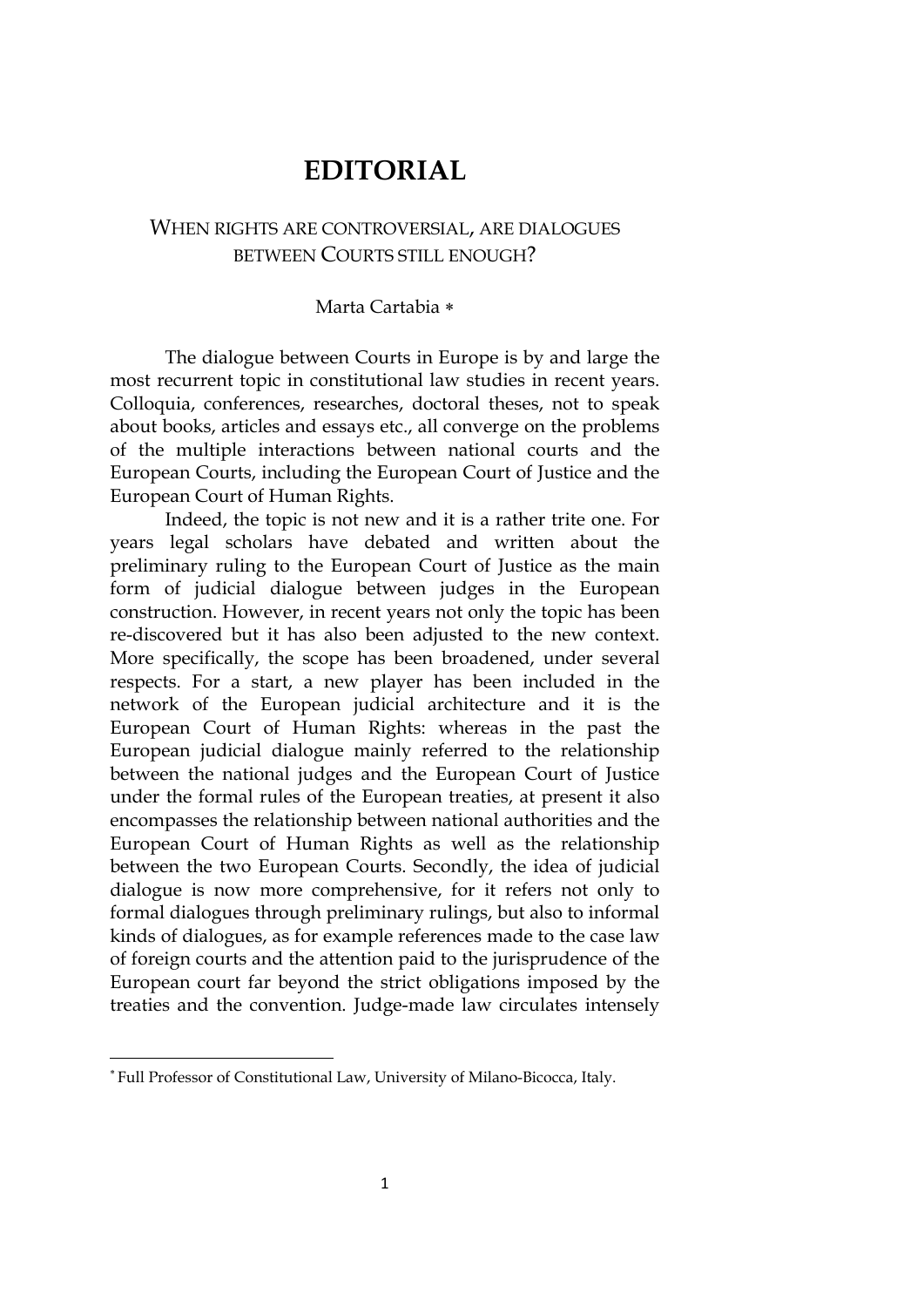# EDITORIAL

## WHEN RIGHTS ARE CONTROVERSIAL, ARE DIALOGUES BETWEEN COURTS STILL ENOUGH?

Marta Cartabia [*]

The dialogue between Courts in Europe is by and large the most recurrent topic in constitutional law studies in recent years. Colloquia, conferences, researches, doctoral theses, not to speak about books, articles and essays etc., all converge on the problems of the multiple interactions between national courts and the European Courts, including the European Court of Justice and the European Court of Human Rights.

Indeed, the topic is not new and it is a rather trite one. For years legal scholars have debated and written about the preliminary ruling to the European Court of Justice as the main form of judicial dialogue between judges in the European construction. However, in recent years not only the topic has been re-discovered but it has also been adjusted to the new context. More specifically, the scope has been broadened, under several respects. For a start, a new player has been included in the network of the European judicial architecture and it is the European Court of Human Rights: whereas in the past the European judicial dialogue mainly referred to the relationship between the national judges and the European Court of Justice under the formal rules of the European treaties, at present it also encompasses the relationship between national authorities and the European Court of Human Rights as well as the relationship between the two European Courts. Secondly, the idea of judicial dialogue is now more comprehensive, for it refers not only to formal dialogues through preliminary rulings, but also to informal kinds of dialogues, as for example references made to the case law of foreign courts and the attention paid to the jurisprudence of the European court far beyond the strict obligations imposed by the treaties and the convention. Judge-made law circulates intensely

---

[*] Full Professor of Constitutional Law, University of Milano-Bicocca, Italy.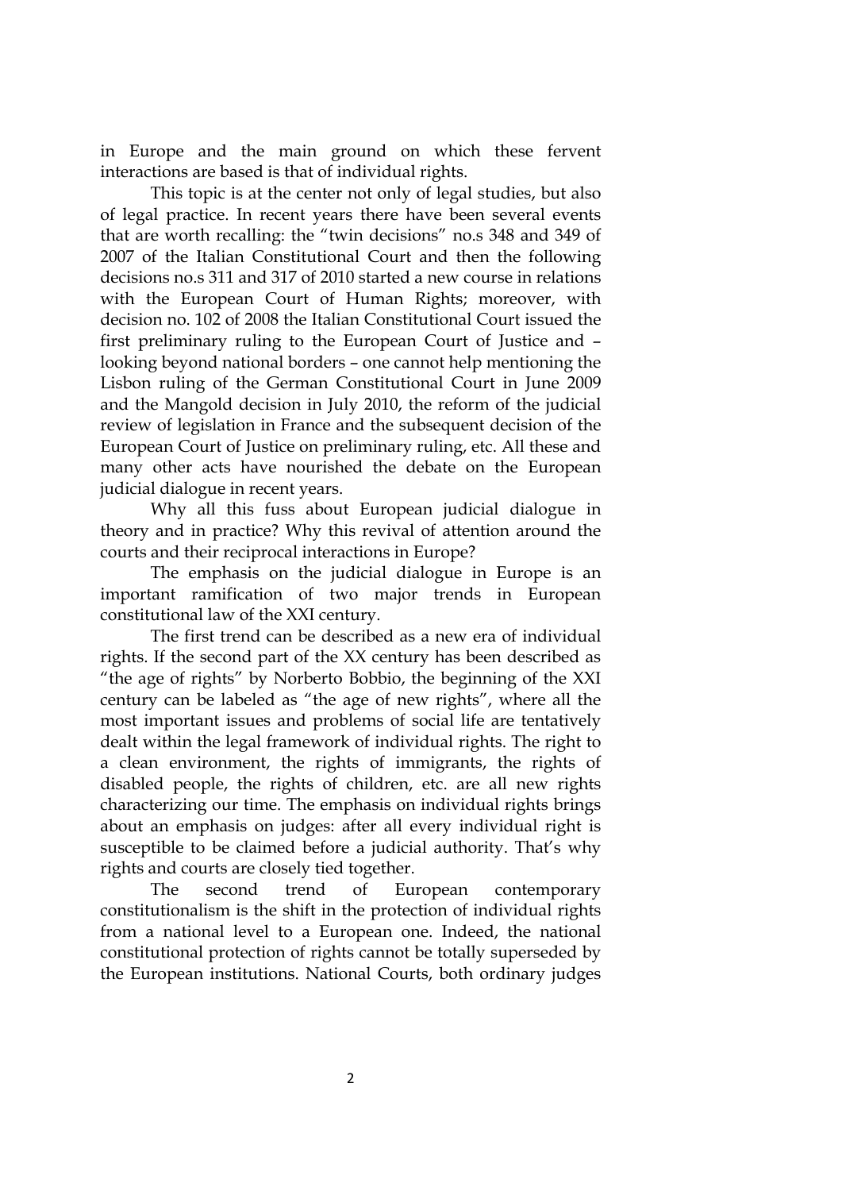in Europe and the main ground on which these fervent interactions are based is that of individual rights.

This topic is at the center not only of legal studies, but also of legal practice. In recent years there have been several events that are worth recalling: the "twin decisions" no.s 348 and 349 of 2007 of the Italian Constitutional Court and then the following decisions no.s 311 and 317 of 2010 started a new course in relations with the European Court of Human Rights; moreover, with decision no. 102 of 2008 the Italian Constitutional Court issued the first preliminary ruling to the European Court of Justice and – looking beyond national borders – one cannot help mentioning the Lisbon ruling of the German Constitutional Court in June 2009 and the Mangold decision in July 2010, the reform of the judicial review of legislation in France and the subsequent decision of the European Court of Justice on preliminary ruling, etc. All these and many other acts have nourished the debate on the European judicial dialogue in recent years.

Why all this fuss about European judicial dialogue in theory and in practice? Why this revival of attention around the courts and their reciprocal interactions in Europe?

The emphasis on the judicial dialogue in Europe is an important ramification of two major trends in European constitutional law of the XXI century.

The first trend can be described as a new era of individual rights. If the second part of the XX century has been described as "the age of rights" by Norberto Bobbio, the beginning of the XXI century can be labeled as "the age of new rights", where all the most important issues and problems of social life are tentatively dealt within the legal framework of individual rights. The right to a clean environment, the rights of immigrants, the rights of disabled people, the rights of children, etc. are all new rights characterizing our time. The emphasis on individual rights brings about an emphasis on judges: after all every individual right is susceptible to be claimed before a judicial authority. That's why rights and courts are closely tied together.

The second trend of European contemporary constitutionalism is the shift in the protection of individual rights from a national level to a European one. Indeed, the national constitutional protection of rights cannot be totally superseded by the European institutions. National Courts, both ordinary judges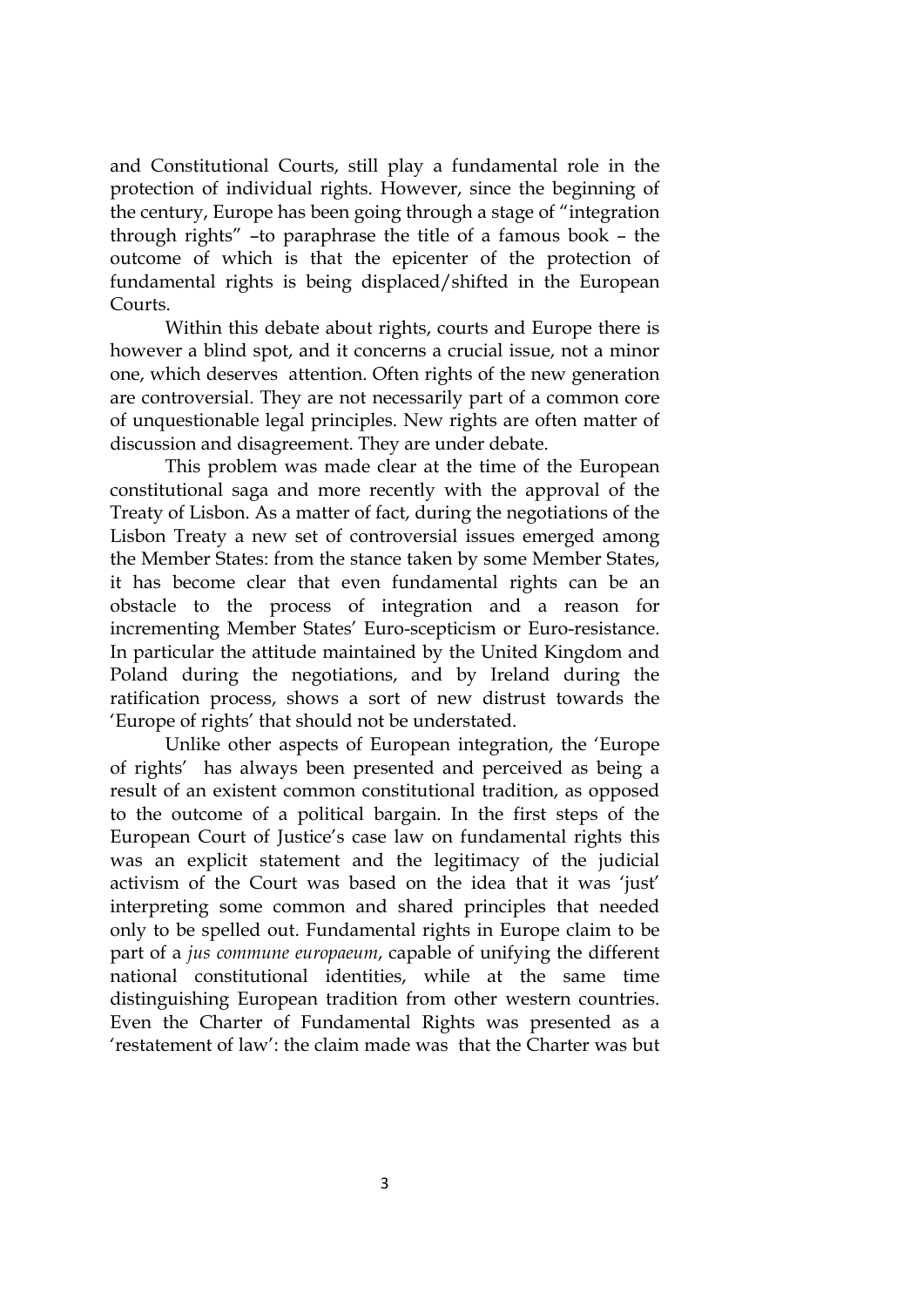and Constitutional Courts, still play a fundamental role in the protection of individual rights. However, since the beginning of the century, Europe has been going through a stage of "integration through rights" –to paraphrase the title of a famous book – the outcome of which is that the epicenter of the protection of fundamental rights is being displaced/shifted in the European Courts.

Within this debate about rights, courts and Europe there is however a blind spot, and it concerns a crucial issue, not a minor one, which deserves attention. Often rights of the new generation are controversial. They are not necessarily part of a common core of unquestionable legal principles. New rights are often matter of discussion and disagreement. They are under debate.

This problem was made clear at the time of the European constitutional saga and more recently with the approval of the Treaty of Lisbon. As a matter of fact, during the negotiations of the Lisbon Treaty a new set of controversial issues emerged among the Member States: from the stance taken by some Member States, it has become clear that even fundamental rights can be an obstacle to the process of integration and a reason for incrementing Member States' Euro-scepticism or Euro-resistance. In particular the attitude maintained by the United Kingdom and Poland during the negotiations, and by Ireland during the ratification process, shows a sort of new distrust towards the 'Europe of rights' that should not be understated.

Unlike other aspects of European integration, the 'Europe of rights' has always been presented and perceived as being a result of an existent common constitutional tradition, as opposed to the outcome of a political bargain. In the first steps of the European Court of Justice's case law on fundamental rights this was an explicit statement and the legitimacy of the judicial activism of the Court was based on the idea that it was 'just' interpreting some common and shared principles that needed only to be spelled out. Fundamental rights in Europe claim to be part of a *jus commune europaeum*, capable of unifying the different national constitutional identities, while at the same time distinguishing European tradition from other western countries. Even the Charter of Fundamental Rights was presented as a 'restatement of law': the claim made was that the Charter was but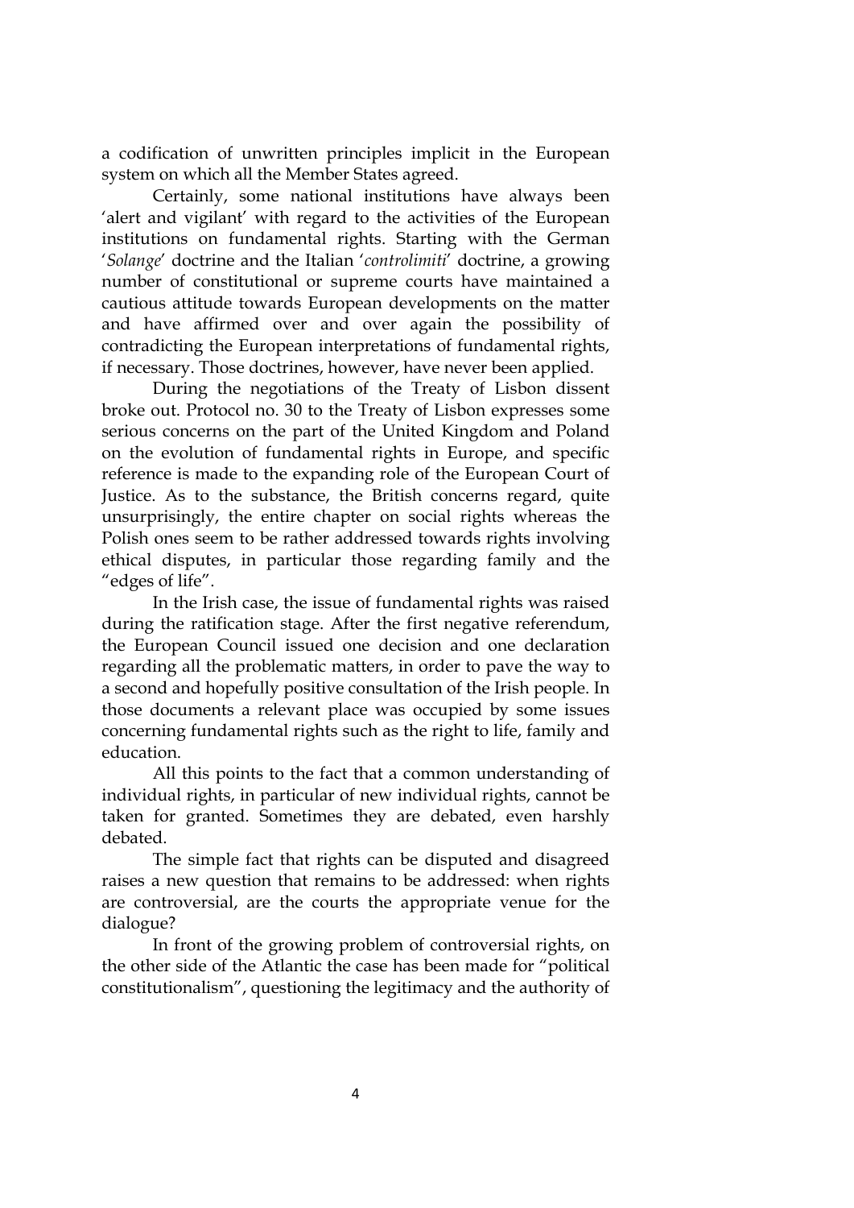a codification of unwritten principles implicit in the European system on which all the Member States agreed.

Certainly, some national institutions have always been 'alert and vigilant' with regard to the activities of the European institutions on fundamental rights. Starting with the German '*Solange*' doctrine and the Italian '*controlimiti*' doctrine, a growing number of constitutional or supreme courts have maintained a cautious attitude towards European developments on the matter and have affirmed over and over again the possibility of contradicting the European interpretations of fundamental rights, if necessary. Those doctrines, however, have never been applied.

During the negotiations of the Treaty of Lisbon dissent broke out. Protocol no. 30 to the Treaty of Lisbon expresses some serious concerns on the part of the United Kingdom and Poland on the evolution of fundamental rights in Europe, and specific reference is made to the expanding role of the European Court of Justice. As to the substance, the British concerns regard, quite unsurprisingly, the entire chapter on social rights whereas the Polish ones seem to be rather addressed towards rights involving ethical disputes, in particular those regarding family and the "edges of life".

In the Irish case, the issue of fundamental rights was raised during the ratification stage. After the first negative referendum, the European Council issued one decision and one declaration regarding all the problematic matters, in order to pave the way to a second and hopefully positive consultation of the Irish people. In those documents a relevant place was occupied by some issues concerning fundamental rights such as the right to life, family and education.

All this points to the fact that a common understanding of individual rights, in particular of new individual rights, cannot be taken for granted. Sometimes they are debated, even harshly debated.

The simple fact that rights can be disputed and disagreed raises a new question that remains to be addressed: when rights are controversial, are the courts the appropriate venue for the dialogue?

In front of the growing problem of controversial rights, on the other side of the Atlantic the case has been made for "political constitutionalism", questioning the legitimacy and the authority of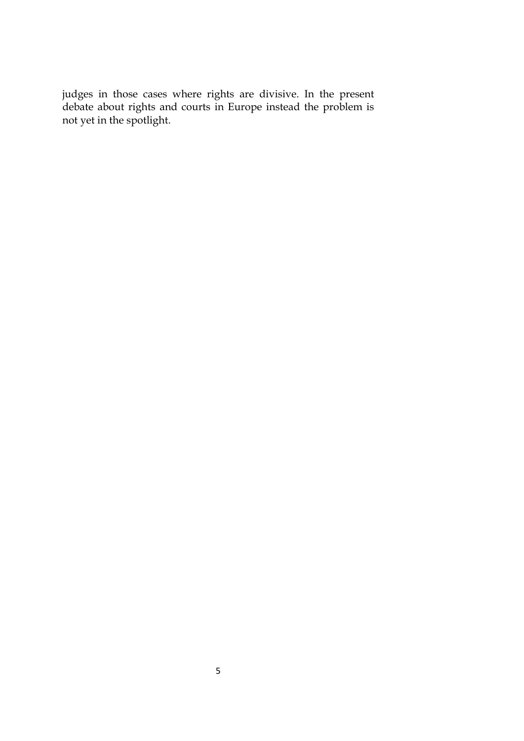judges in those cases where rights are divisive. In the present debate about rights and courts in Europe instead the problem is not yet in the spotlight.